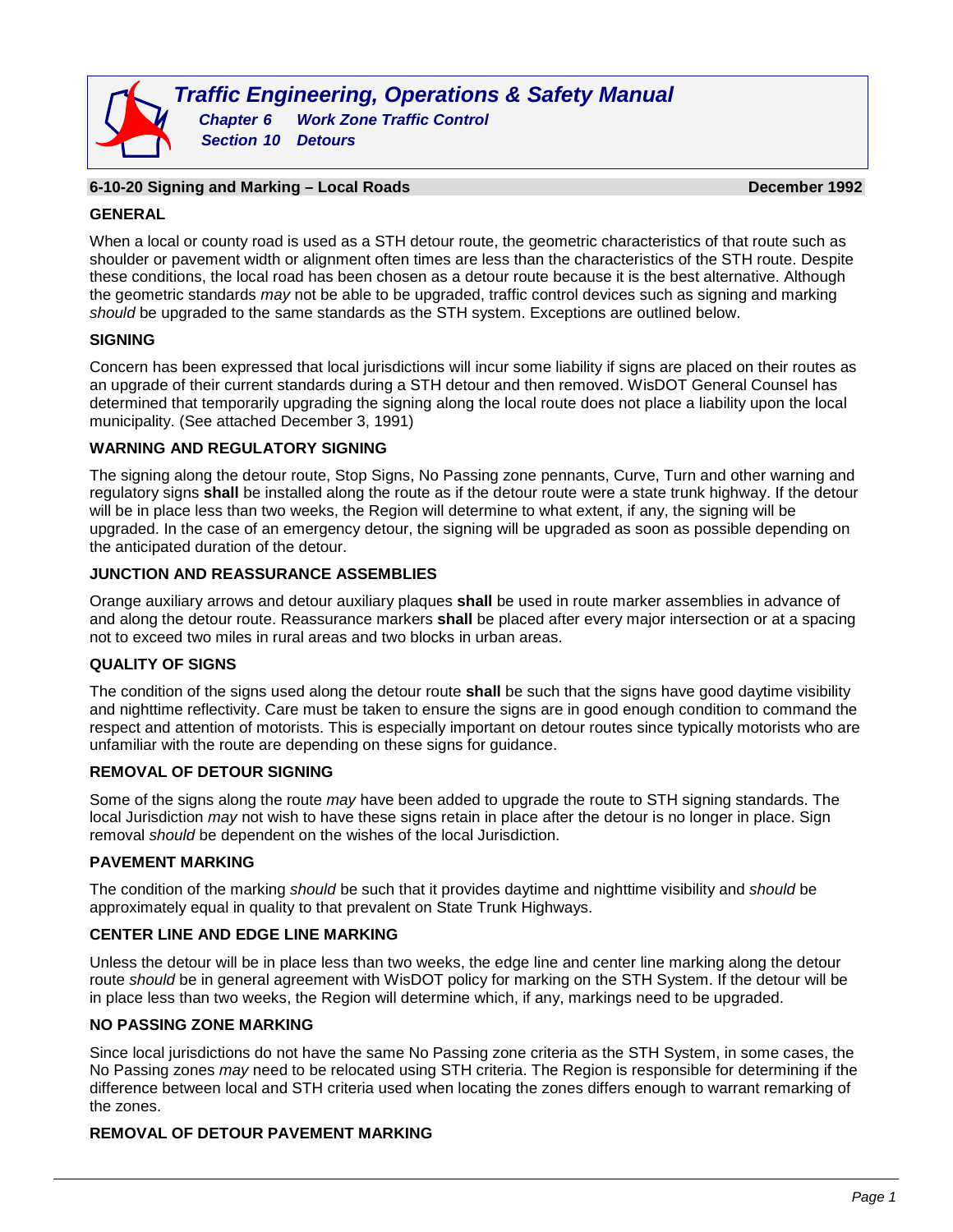# Traffic Engineering, Operations & Safety Manual

**Chapter 6 Work Zone Traffic Control**

**Section 10 Detours**

## 6-10-20 Signing and Marking – Local Roads

December 1992

### GENERAL

When a local or county road is used as a STH detour route, the geometric characteristics of that route such as shoulder or pavement width or alignment often times are less than the characteristics of the STH route. Despite these conditions, the local road has been chosen as a detour route because it is the best alternative. Although the geometric standards *may* not be able to be upgraded, traffic control devices such as signing and marking *should* be upgraded to the same standards as the STH system. Exceptions are outlined below.

### SIGNING

Concern has been expressed that local jurisdictions will incur some liability if signs are placed on their routes as an upgrade of their current standards during a STH detour and then removed. WisDOT General Counsel has determined that temporarily upgrading the signing along the local route does not place a liability upon the local municipality. (See attached December 3, 1991)

### WARNING AND REGULATORY SIGNING

The signing along the detour route, Stop Signs, No Passing zone pennants, Curve, Turn and other warning and regulatory signs **shall** be installed along the route as if the detour route were a state trunk highway. If the detour will be in place less than two weeks, the Region will determine to what extent, if any, the signing will be upgraded. In the case of an emergency detour, the signing will be upgraded as soon as possible depending on the anticipated duration of the detour.

### JUNCTION AND REASSURANCE ASSEMBLIES

Orange auxiliary arrows and detour auxiliary plaques **shall** be used in route marker assemblies in advance of and along the detour route. Reassurance markers **shall** be placed after every major intersection or at a spacing not to exceed two miles in rural areas and two blocks in urban areas.

### QUALITY OF SIGNS

The condition of the signs used along the detour route **shall** be such that the signs have good daytime visibility and nighttime reflectivity. Care must be taken to ensure the signs are in good enough condition to command the respect and attention of motorists. This is especially important on detour routes since typically motorists who are unfamiliar with the route are depending on these signs for guidance.

### REMOVAL OF DETOUR SIGNING

Some of the signs along the route *may* have been added to upgrade the route to STH signing standards. The local Jurisdiction *may* not wish to have these signs retain in place after the detour is no longer in place. Sign removal *should* be dependent on the wishes of the local Jurisdiction.

### PAVEMENT MARKING

The condition of the marking *should* be such that it provides daytime and nighttime visibility and *should* be approximately equal in quality to that prevalent on State Trunk Highways.

### CENTER LINE AND EDGE LINE MARKING

Unless the detour will be in place less than two weeks, the edge line and center line marking along the detour route *should* be in general agreement with WisDOT policy for marking on the STH System. If the detour will be in place less than two weeks, the Region will determine which, if any, markings need to be upgraded.

### NO PASSING ZONE MARKING

Since local jurisdictions do not have the same No Passing zone criteria as the STH System, in some cases, the No Passing zones *may* need to be relocated using STH criteria. The Region is responsible for determining if the difference between local and STH criteria used when locating the zones differs enough to warrant remarking of the zones.

### REMOVAL OF DETOUR PAVEMENT MARKING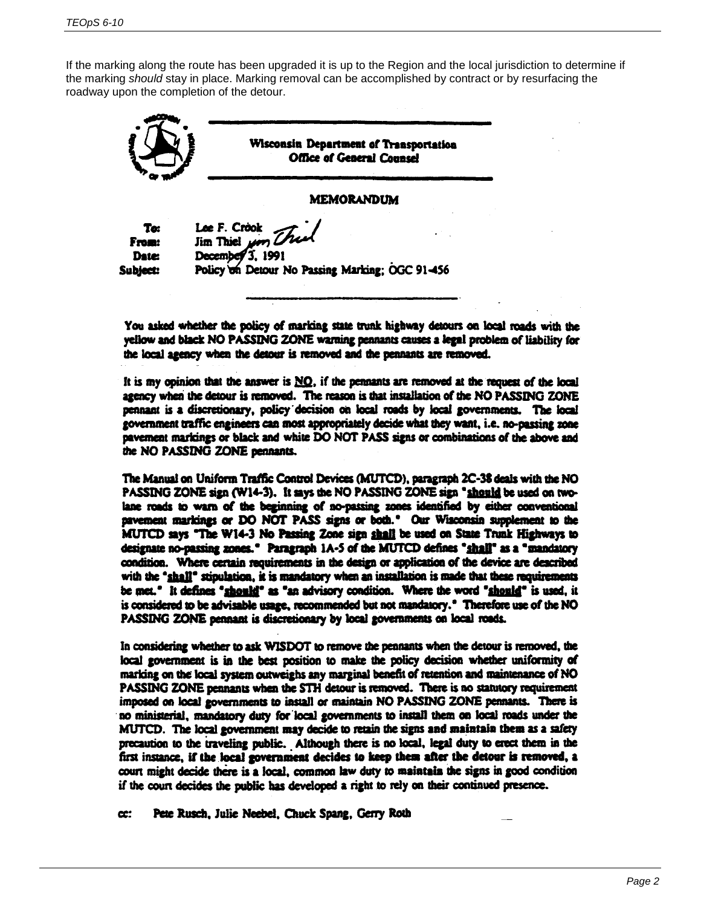If the marking along the route has been upgraded it is up to the Region and the local jurisdiction to determine if the marking *should* stay in place. Marking removal can be accomplished by contract or by resurfacing the roadway upon the completion of the detour.

**Wisconsin Department of Transportation**
**Office of General Counsel**

## MEMORANDUM

**To:** Lee F. Crook
**From:** Jim Thiel
**Date:** December 3, 1991
**Subject:** Policy on Detour No Passing Marking; OGC 91-456

You asked whether the policy of marking state trunk highway detours on local roads with the yellow and black NO PASSING ZONE warning pennants causes a legal problem of liability for the local agency when the detour is removed and the pennants are removed.

It is my opinion that the answer is NO, if the pennants are removed at the request of the local agency when the detour is removed. The reason is that installation of the NO PASSING ZONE pennant is a discretionary, policy decision on local roads by local governments. The local government traffic engineers can most appropriately decide what they want, i.e. no-passing zone pavement markings or black and white DO NOT PASS signs or combinations of the above and the NO PASSING ZONE pennants.

The Manual on Uniform Traffic Control Devices (MUTCD), paragraph 2C-38 deals with the NO PASSING ZONE sign (W14-3). It says the NO PASSING ZONE sign "should be used on two-lane roads to warn of the beginning of no-passing zones identified by either conventional pavement markings or DO NOT PASS signs or both." Our Wisconsin supplement to the MUTCD says "The W14-3 No Passing Zone sign shall be used on State Trunk Highways to designate no-passing zones." Paragraph 1A-5 of the MUTCD defines "shall" as a "mandatory condition. Where certain requirements in the design or application of the device are described with the "shall" stipulation, it is mandatory when an installation is made that these requirements be met." It defines "should" as "an advisory condition. Where the word "should" is used, it is considered to be advisable usage, recommended but not mandatory." Therefore use of the NO PASSING ZONE pennant is discretionary by local governments on local roads.

In considering whether to ask WISDOT to remove the pennants when the detour is removed, the local government is in the best position to make the policy decision whether uniformity of marking on the local system outweighs any marginal benefit of retention and maintenance of NO PASSING ZONE pennants when the STH detour is removed. There is no statutory requirement imposed on local governments to install or maintain NO PASSING ZONE pennants. There is no ministerial, mandatory duty for local governments to install them on local roads under the MUTCD. The local government may decide to retain the signs and maintain them as a safety precaution to the traveling public. Although there is no local, legal duty to erect them in the first instance, if the local government decides to keep them after the detour is removed, a court might decide there is a local, common law duty to maintain the signs in good condition if the court decides the public has developed a right to rely on their continued presence.

cc: Pete Rusch, Julie Neebel, Chuck Spang, Gerry Roth